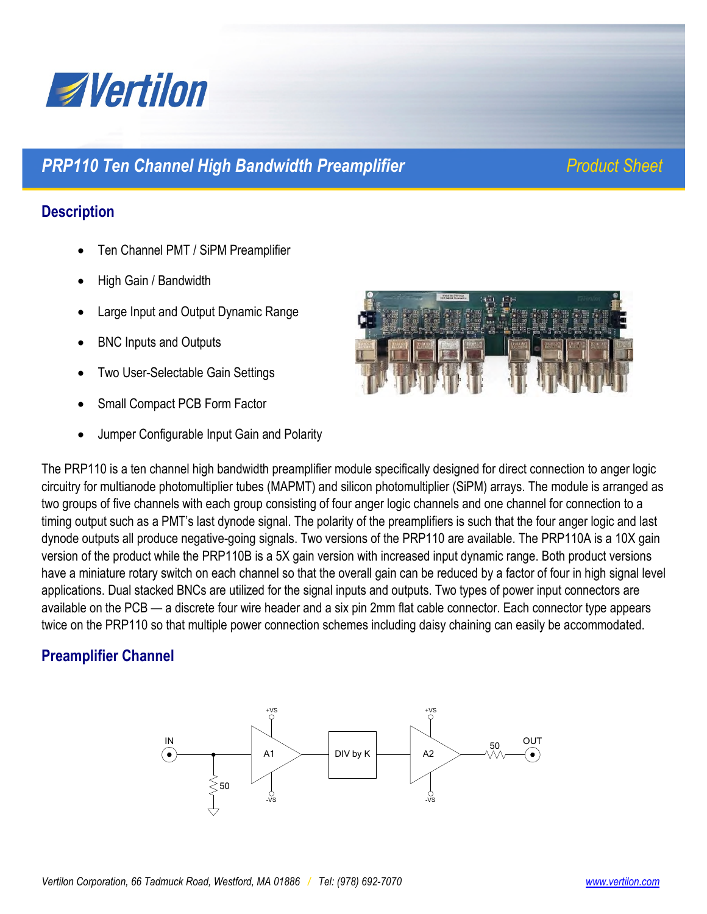Vertilon

# PRP110 Ten Channel High Bandwidth Preamplifier

*Product Sheet*

## Description

- Ten Channel PMT / SiPM Preamplifier
- High Gain / Bandwidth
- Large Input and Output Dynamic Range
- BNC Inputs and Outputs
- Two User-Selectable Gain Settings
- Small Compact PCB Form Factor
- Jumper Configurable Input Gain and Polarity

The PRP110 is a ten channel high bandwidth preamplifier module specifically designed for direct connection to anger logic circuitry for multianode photomultiplier tubes (MAPMT) and silicon photomultiplier (SiPM) arrays. The module is arranged as two groups of five channels with each group consisting of four anger logic channels and one channel for connection to a timing output such as a PMT's last dynode signal. The polarity of the preamplifiers is such that the four anger logic and last dynode outputs all produce negative-going signals. Two versions of the PRP110 are available. The PRP110A is a 10X gain version of the product while the PRP110B is a 5X gain version with increased input dynamic range. Both product versions have a miniature rotary switch on each channel so that the overall gain can be reduced by a factor of four in high signal level applications. Dual stacked BNCs are utilized for the signal inputs and outputs. Two types of power input connectors are available on the PCB — a discrete four wire header and a six pin 2mm flat cable connector. Each connector type appears twice on the PRP110 so that multiple power connection schemes including daisy chaining can easily be accommodated.

## Preamplifier Channel

IN — 50 — A1 (+VS, -VS) — DIV by K — A2 (+VS, -VS) — 50 — OUT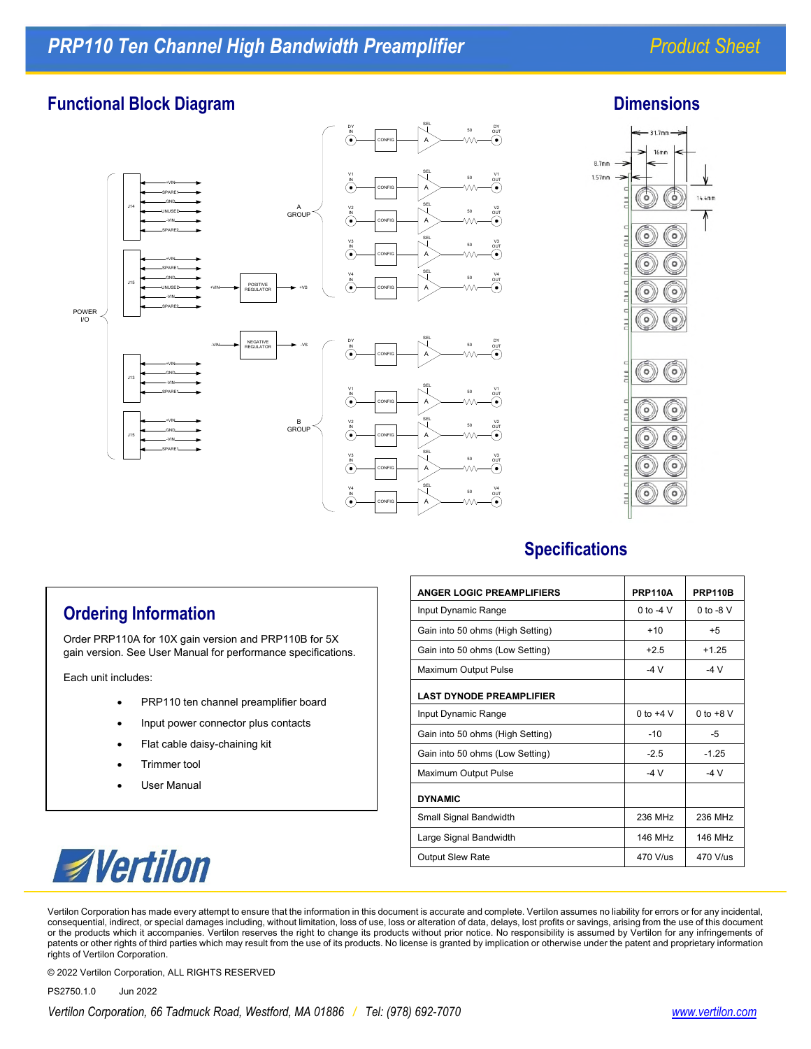## Functional Block Diagram

POWER I/O

J14: +VIN, SPARE1, GND, UNUSED, -VIN, SPARE2

J15: +VIN, SPARE1, GND, UNUSED, -VIN, SPARE2

J13: +VIN, GND, -VIN, SPARE1

J15: +VIN, GND, -VIN, SPARE1

+VIN → POSITIVE REGULATOR → +VS

-VIN → NEGATIVE REGULATOR → -VS

A GROUP: DY IN, V1 IN, V2 IN, V3 IN, V4 IN → CONFIG → A (SEL) → 50 → DY OUT, V1 OUT, V2 OUT, V3 OUT, V4 OUT

B GROUP: DY IN, V1 IN, V2 IN, V3 IN, V4 IN → CONFIG → A (SEL) → 50 → DY OUT, V1 OUT, V2 OUT, V3 OUT, V4 OUT

## Dimensions

31.7mm

16mm

8.7mm

1.57mm

14.4mm

## Specifications

| ANGER LOGIC PREAMPLIFIERS | PRP110A | PRP110B |
|---|---|---|
| Input Dynamic Range | 0 to -4 V | 0 to -8 V |
| Gain into 50 ohms (High Setting) | +10 | +5 |
| Gain into 50 ohms (Low Setting) | +2.5 | +1.25 |
| Maximum Output Pulse | -4 V | -4 V |
| **LAST DYNODE PREAMPLIFIER** | | |
| Input Dynamic Range | 0 to +4 V | 0 to +8 V |
| Gain into 50 ohms (High Setting) | -10 | -5 |
| Gain into 50 ohms (Low Setting) | -2.5 | -1.25 |
| Maximum Output Pulse | -4 V | -4 V |
| **DYNAMIC** | | |
| Small Signal Bandwidth | 236 MHz | 236 MHz |
| Large Signal Bandwidth | 146 MHz | 146 MHz |
| Output Slew Rate | 470 V/us | 470 V/us |

## Ordering Information

Order PRP110A for 10X gain version and PRP110B for 5X gain version. See User Manual for performance specifications.

Each unit includes:

- PRP110 ten channel preamplifier board
- Input power connector plus contacts
- Flat cable daisy-chaining kit
- Trimmer tool
- User Manual

Vertilon

Vertilon Corporation has made every attempt to ensure that the information in this document is accurate and complete. Vertilon assumes no liability for errors or for any incidental, consequential, indirect, or special damages including, without limitation, loss of use, loss or alteration of data, delays, lost profits or savings, arising from the use of this document or the products which it accompanies. Vertilon reserves the right to change its products without prior notice. No responsibility is assumed by Vertilon for any infringements of patents or other rights of third parties which may result from the use of its products. No license is granted by implication or otherwise under the patent and proprietary information rights of Vertilon Corporation.

© 2022 Vertilon Corporation, ALL RIGHTS RESERVED

PS2750.1.0 Jun 2022

*Vertilon Corporation, 66 Tadmuck Road, Westford, MA 01886 / Tel: (978) 692-7070* www.vertilon.com